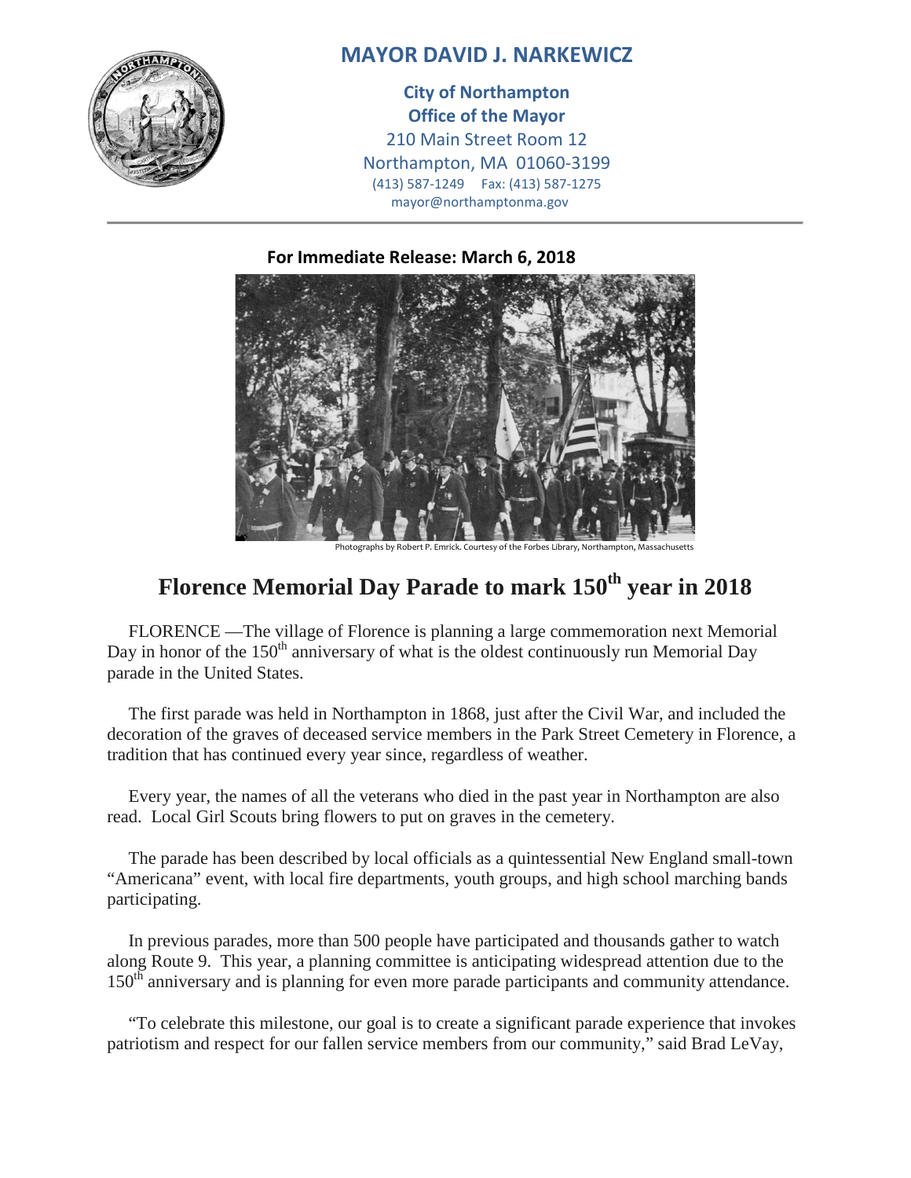# MAYOR DAVID J. NARKEWICZ

**City of Northampton**
**Office of the Mayor**
210 Main Street Room 12
Northampton, MA 01060-3199
(413) 587-1249 Fax: (413) 587-1275
mayor@northamptonma.gov

**For Immediate Release: March 6, 2018**

Photographs by Robert P. Emrick. Courtesy of the Forbes Library, Northampton, Massachusetts

## Florence Memorial Day Parade to mark 150th year in 2018

FLORENCE —The village of Florence is planning a large commemoration next Memorial Day in honor of the 150th anniversary of what is the oldest continuously run Memorial Day parade in the United States.

The first parade was held in Northampton in 1868, just after the Civil War, and included the decoration of the graves of deceased service members in the Park Street Cemetery in Florence, a tradition that has continued every year since, regardless of weather.

Every year, the names of all the veterans who died in the past year in Northampton are also read. Local Girl Scouts bring flowers to put on graves in the cemetery.

The parade has been described by local officials as a quintessential New England small-town "Americana" event, with local fire departments, youth groups, and high school marching bands participating.

In previous parades, more than 500 people have participated and thousands gather to watch along Route 9. This year, a planning committee is anticipating widespread attention due to the 150th anniversary and is planning for even more parade participants and community attendance.

"To celebrate this milestone, our goal is to create a significant parade experience that invokes patriotism and respect for our fallen service members from our community," said Brad LeVay,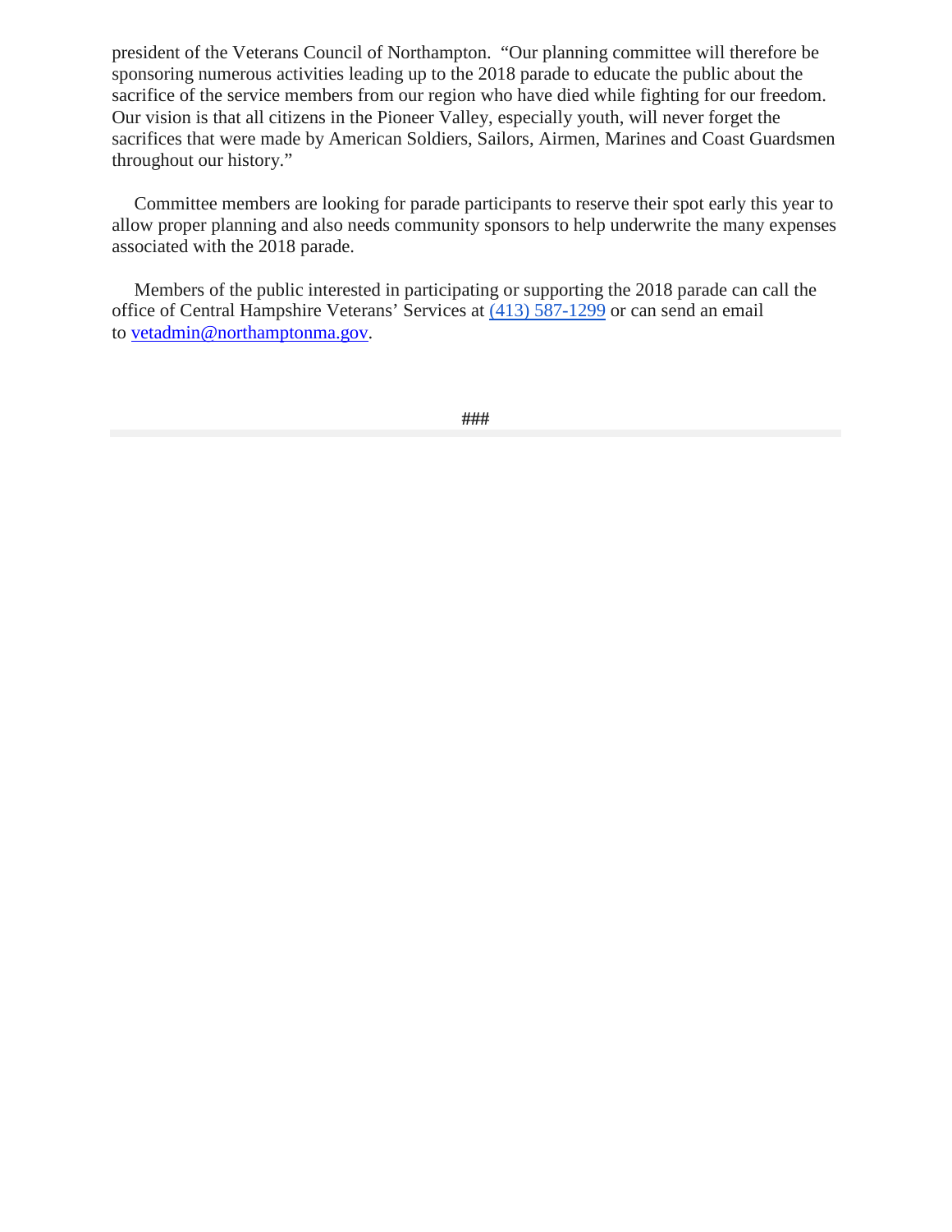president of the Veterans Council of Northampton. "Our planning committee will therefore be sponsoring numerous activities leading up to the 2018 parade to educate the public about the sacrifice of the service members from our region who have died while fighting for our freedom. Our vision is that all citizens in the Pioneer Valley, especially youth, will never forget the sacrifices that were made by American Soldiers, Sailors, Airmen, Marines and Coast Guardsmen throughout our history."

Committee members are looking for parade participants to reserve their spot early this year to allow proper planning and also needs community sponsors to help underwrite the many expenses associated with the 2018 parade.

Members of the public interested in participating or supporting the 2018 parade can call the office of Central Hampshire Veterans' Services at (413) 587-1299 or can send an email to vetadmin@northamptonma.gov.

###